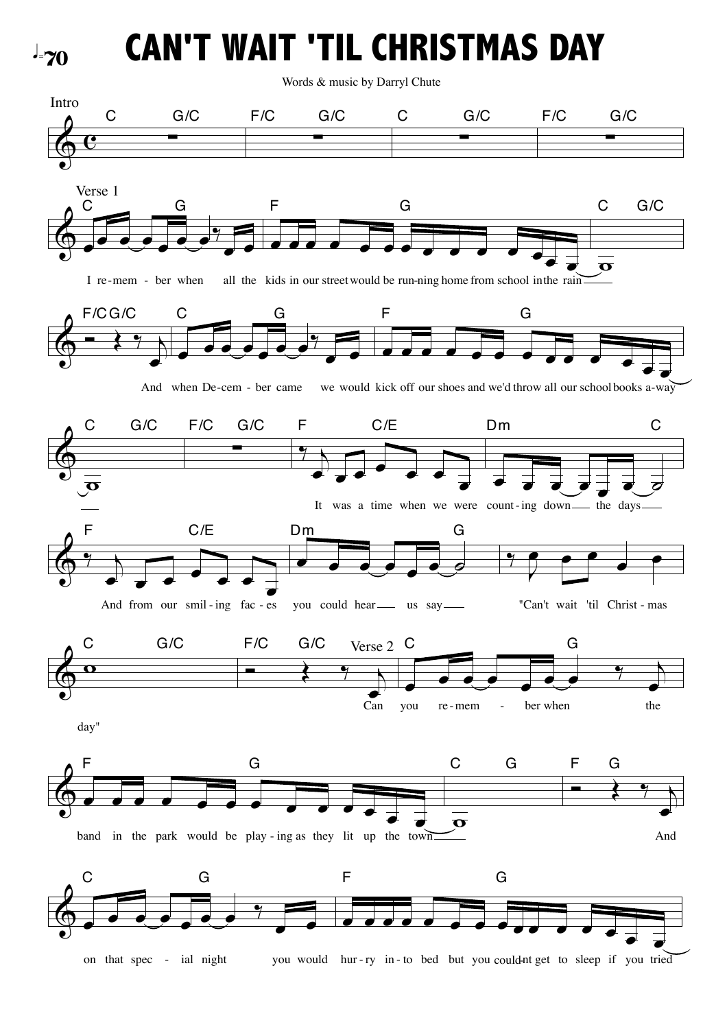♩=70

# CAN'T WAIT 'TIL CHRISTMAS DAY

Words & music by Darryl Chute

Intro

C G/C F/C G/C C G/C F/C G/C

Verse 1

C G F G C G/C

I re-mem - ber when all the kids in our street would be run-ning home from school in the rain

F/C G/C C G F G

And when De-cem - ber came we would kick off our shoes and we'd throw all our school books a-way

C G/C F/C G/C F C/E Dm C

It was a time when we were count-ing down the days

F C/E Dm G

And from our smil-ing fac-es you could hear us say "Can't wait 'til Christ-mas

C G/C F/C G/C

day"

Verse 2

C G

Can you re-mem - ber when the

F G C G F G

band in the park would be play-ing as they lit up the town And

C G F G

on that spec - ial night you would hur-ry in-to bed but you could-nt get to sleep if you tried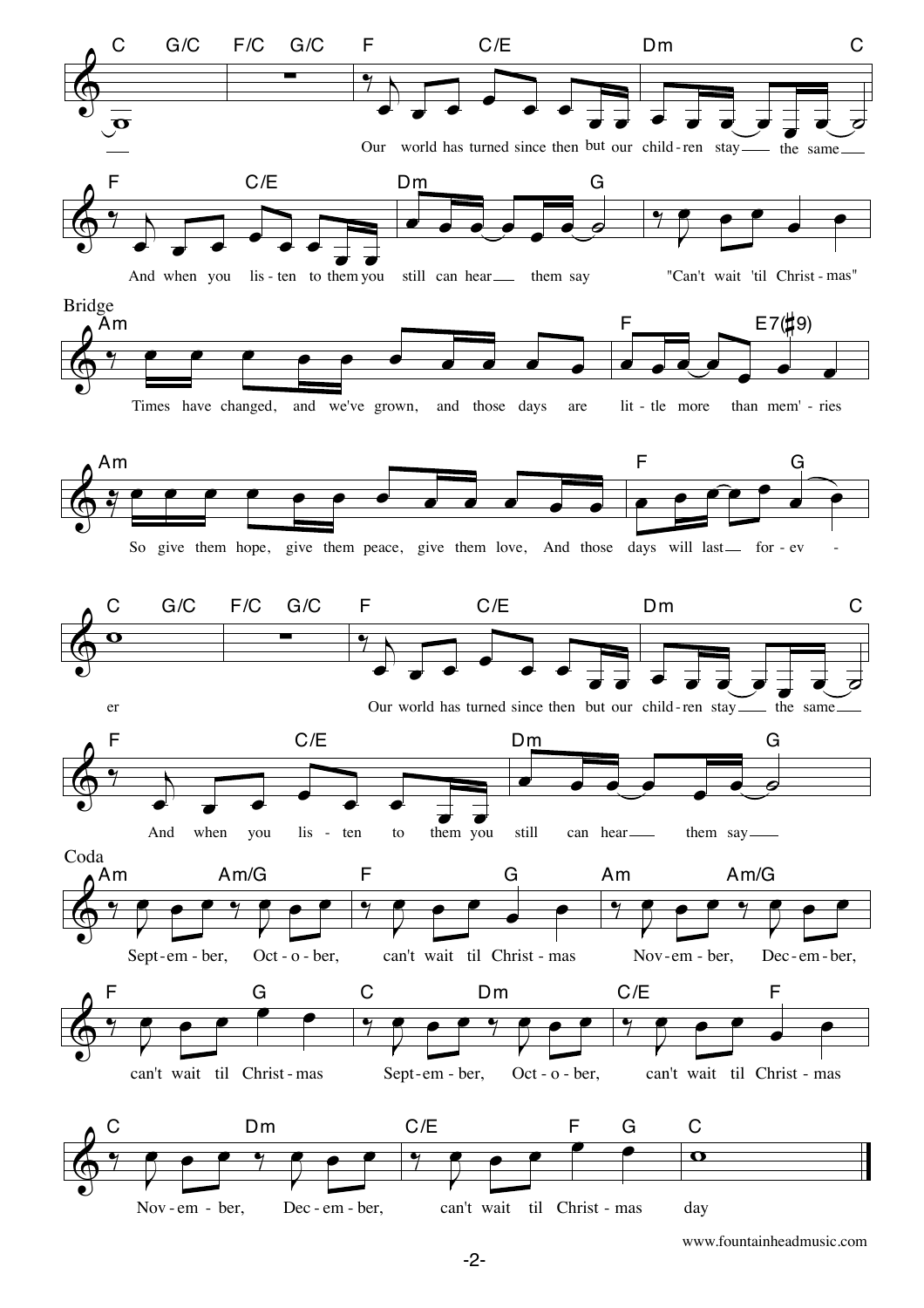Our world has turned since then but our children stay the same
And when you listen to them you still can hear them say
"Can't wait 'til Christmas"

## Bridge

Times have changed, and we've grown, and those days are little more than mem'ries
So give them hope, give them peace, give them love, And those days will last for-ever

Our world has turned since then but our children stay the same
And when you listen to them you still can hear them say

## Coda

September, October, can't wait til Christmas
November, December, can't wait til Christmas
September, October, can't wait til Christmas
November, December, can't wait til Christmas day

www.fountainheadmusic.com